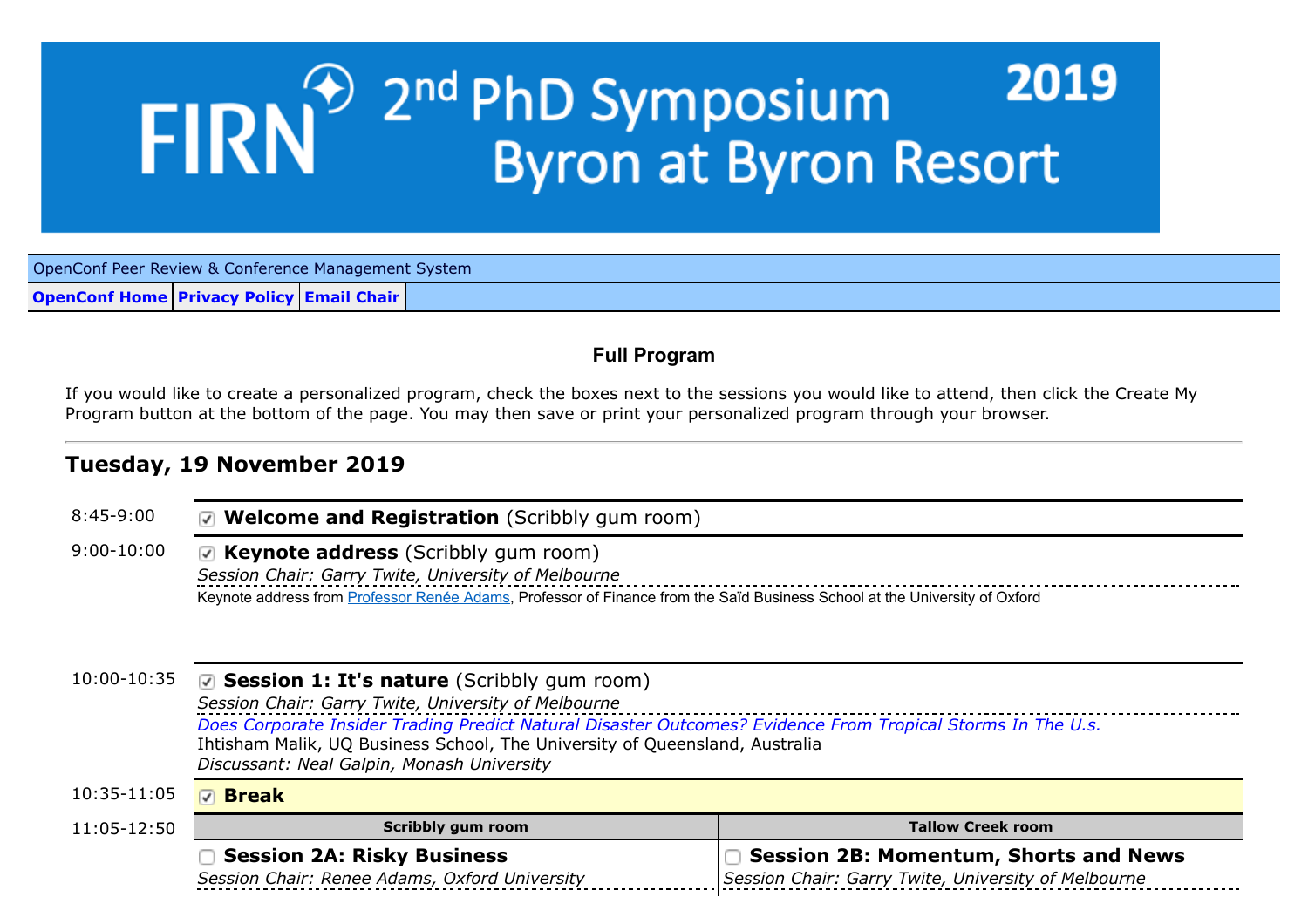# FIRN 2nd PhD Symposium 2019 Byron at Byron Resort

OpenConf Peer Review & Conference Management System

**OpenConf Home** | **Privacy Policy** | **Email Chair**

## Full Program

If you would like to create a personalized program, check the boxes next to the sessions you would like to attend, then click the Create My Program button at the bottom of the page. You may then save or print your personalized program through your browser.

### Tuesday, 19 November 2019

**8:45-9:00**

- [x] **Welcome and Registration** (Scribbly gum room)

**9:00-10:00**

- [x] **Keynote address** (Scribbly gum room)

*Session Chair: Garry Twite, University of Melbourne*

Keynote address from Professor Renée Adams, Professor of Finance from the Saïd Business School at the University of Oxford

**10:00-10:35**

- [x] **Session 1: It's nature** (Scribbly gum room)

*Session Chair: Garry Twite, University of Melbourne*

*Does Corporate Insider Trading Predict Natural Disaster Outcomes? Evidence From Tropical Storms In The U.s.*
Ihtisham Malik, UQ Business School, The University of Queensland, Australia
*Discussant: Neal Galpin, Monash University*

**10:35-11:05**

- [x] **Break**

**11:05-12:50**

| Scribbly gum room | Tallow Creek room |
|---|---|
| [ ] **Session 2A: Risky Business**<br>*Session Chair: Renee Adams, Oxford University* | [ ] **Session 2B: Momentum, Shorts and News**<br>*Session Chair: Garry Twite, University of Melbourne* |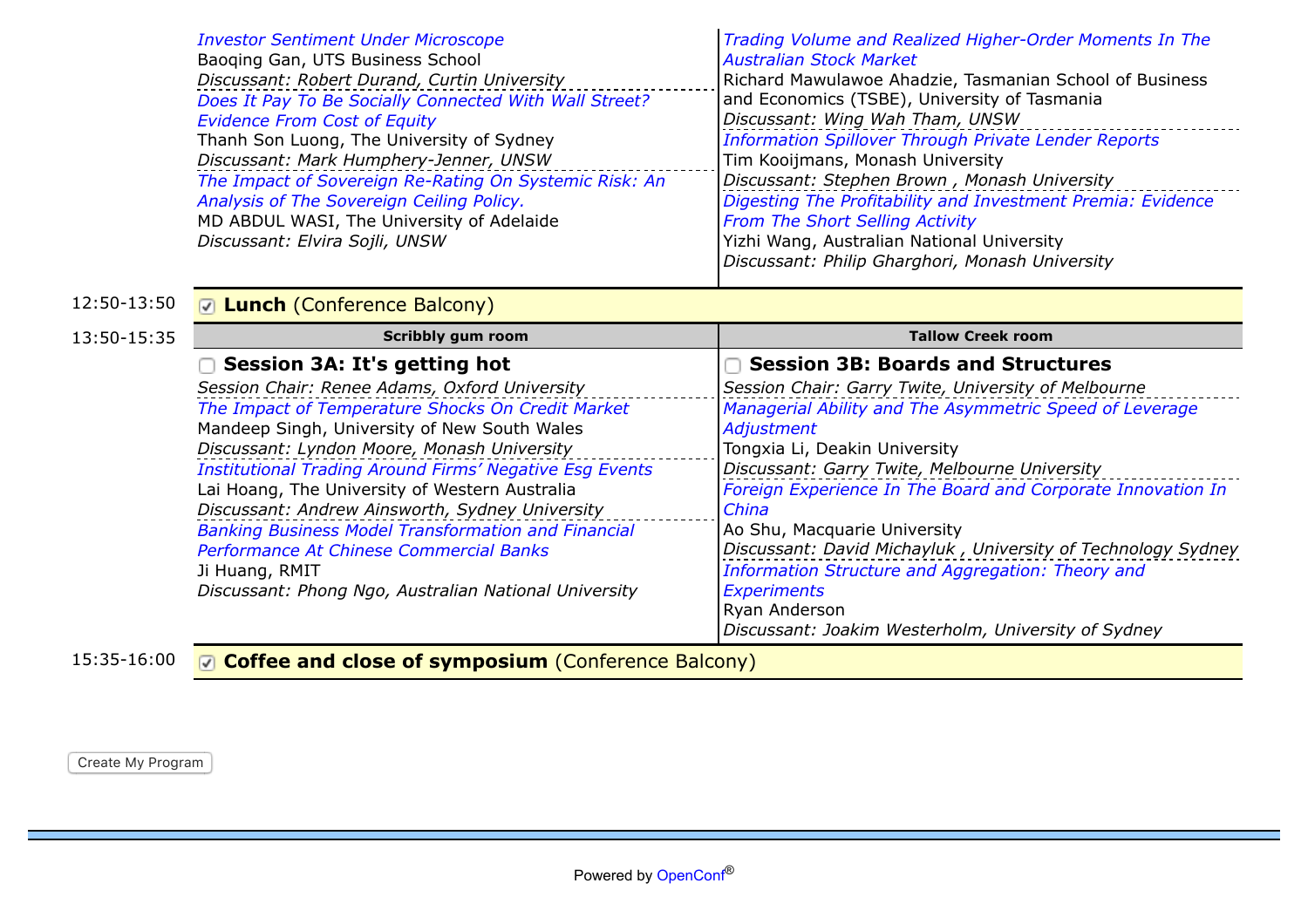*Investor Sentiment Under Microscope*
Baoqing Gan, UTS Business School
*Discussant: Robert Durand, Curtin University*

*Does It Pay To Be Socially Connected With Wall Street? Evidence From Cost of Equity*
Thanh Son Luong, The University of Sydney
*Discussant: Mark Humphery-Jenner, UNSW*

*The Impact of Sovereign Re-Rating On Systemic Risk: An Analysis of The Sovereign Ceiling Policy.*
MD ABDUL WASI, The University of Adelaide
*Discussant: Elvira Sojli, UNSW*

*Trading Volume and Realized Higher-Order Moments In The Australian Stock Market*
Richard Mawulawoe Ahadzie, Tasmanian School of Business and Economics (TSBE), University of Tasmania
*Discussant: Wing Wah Tham, UNSW*

*Information Spillover Through Private Lender Reports*
Tim Kooijmans, Monash University
*Discussant: Stephen Brown , Monash University*

*Digesting The Profitability and Investment Premia: Evidence From The Short Selling Activity*
Yizhi Wang, Australian National University
*Discussant: Philip Gharghori, Monash University*

12:50-13:50 **Lunch** (Conference Balcony)

13:50-15:35

**Scribbly gum room**

## Session 3A: It's getting hot

*Session Chair: Renee Adams, Oxford University*

*The Impact of Temperature Shocks On Credit Market*
Mandeep Singh, University of New South Wales
*Discussant: Lyndon Moore, Monash University*

*Institutional Trading Around Firms' Negative Esg Events*
Lai Hoang, The University of Western Australia
*Discussant: Andrew Ainsworth, Sydney University*

*Banking Business Model Transformation and Financial Performance At Chinese Commercial Banks*
Ji Huang, RMIT
*Discussant: Phong Ngo, Australian National University*

**Tallow Creek room**

## Session 3B: Boards and Structures

*Session Chair: Garry Twite, University of Melbourne*

*Managerial Ability and The Asymmetric Speed of Leverage Adjustment*
Tongxia Li, Deakin University
*Discussant: Garry Twite, Melbourne University*

*Foreign Experience In The Board and Corporate Innovation In China*
Ao Shu, Macquarie University
*Discussant: David Michayluk , University of Technology Sydney*

*Information Structure and Aggregation: Theory and Experiments*
Ryan Anderson
*Discussant: Joakim Westerholm, University of Sydney*

15:35-16:00 **Coffee and close of symposium** (Conference Balcony)

Create My Program

Powered by OpenConf®